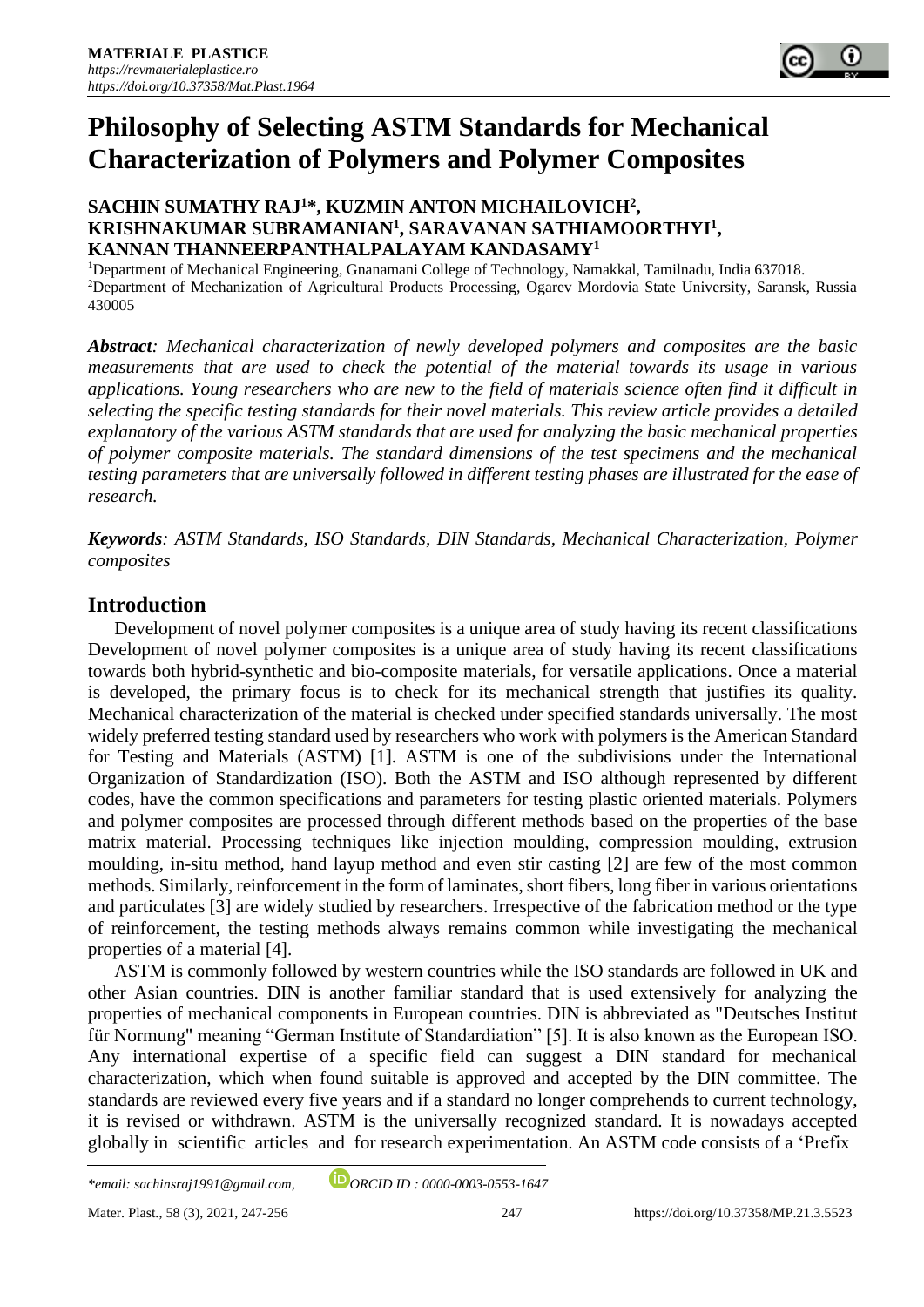# Philosophy of Selecting ASTM Standards for Mechanical Characterization of Polymers and Polymer Composites

**SACHIN SUMATHY RAJ[1]*, KUZMIN ANTON MICHAILOVICH[2], KRISHNAKUMAR SUBRAMANIAN[1], SARAVANAN SATHIAMOORTHYI[1], KANNAN THANNEERPANTHALPALAYAM KANDASAMY[1]**

[1]Department of Mechanical Engineering, Gnanamani College of Technology, Namakkal, Tamilnadu, India 637018.
[2]Department of Mechanization of Agricultural Products Processing, Ogarev Mordovia State University, Saransk, Russia 430005

***Abstract**: Mechanical characterization of newly developed polymers and composites are the basic measurements that are used to check the potential of the material towards its usage in various applications. Young researchers who are new to the field of materials science often find it difficult in selecting the specific testing standards for their novel materials. This review article provides a detailed explanatory of the various ASTM standards that are used for analyzing the basic mechanical properties of polymer composite materials. The standard dimensions of the test specimens and the mechanical testing parameters that are universally followed in different testing phases are illustrated for the ease of research.*

***Keywords**: ASTM Standards, ISO Standards, DIN Standards, Mechanical Characterization, Polymer composites*

## Introduction

Development of novel polymer composites is a unique area of study having its recent classifications Development of novel polymer composites is a unique area of study having its recent classifications towards both hybrid-synthetic and bio-composite materials, for versatile applications. Once a material is developed, the primary focus is to check for its mechanical strength that justifies its quality. Mechanical characterization of the material is checked under specified standards universally. The most widely preferred testing standard used by researchers who work with polymers is the American Standard for Testing and Materials (ASTM) [1]. ASTM is one of the subdivisions under the International Organization of Standardization (ISO). Both the ASTM and ISO although represented by different codes, have the common specifications and parameters for testing plastic oriented materials. Polymers and polymer composites are processed through different methods based on the properties of the base matrix material. Processing techniques like injection moulding, compression moulding, extrusion moulding, in-situ method, hand layup method and even stir casting [2] are few of the most common methods. Similarly, reinforcement in the form of laminates, short fibers, long fiber in various orientations and particulates [3] are widely studied by researchers. Irrespective of the fabrication method or the type of reinforcement, the testing methods always remains common while investigating the mechanical properties of a material [4].

ASTM is commonly followed by western countries while the ISO standards are followed in UK and other Asian countries. DIN is another familiar standard that is used extensively for analyzing the properties of mechanical components in European countries. DIN is abbreviated as "Deutsches Institut für Normung" meaning "German Institute of Standardiation" [5]. It is also known as the European ISO. Any international expertise of a specific field can suggest a DIN standard for mechanical characterization, which when found suitable is approved and accepted by the DIN committee. The standards are reviewed every five years and if a standard no longer comprehends to current technology, it is revised or withdrawn. ASTM is the universally recognized standard. It is nowadays accepted globally in scientific articles and for research experimentation. An ASTM code consists of a 'Prefix

*\*email: sachinsraj1991@gmail.com, ORCID ID : 0000-0003-0553-1647*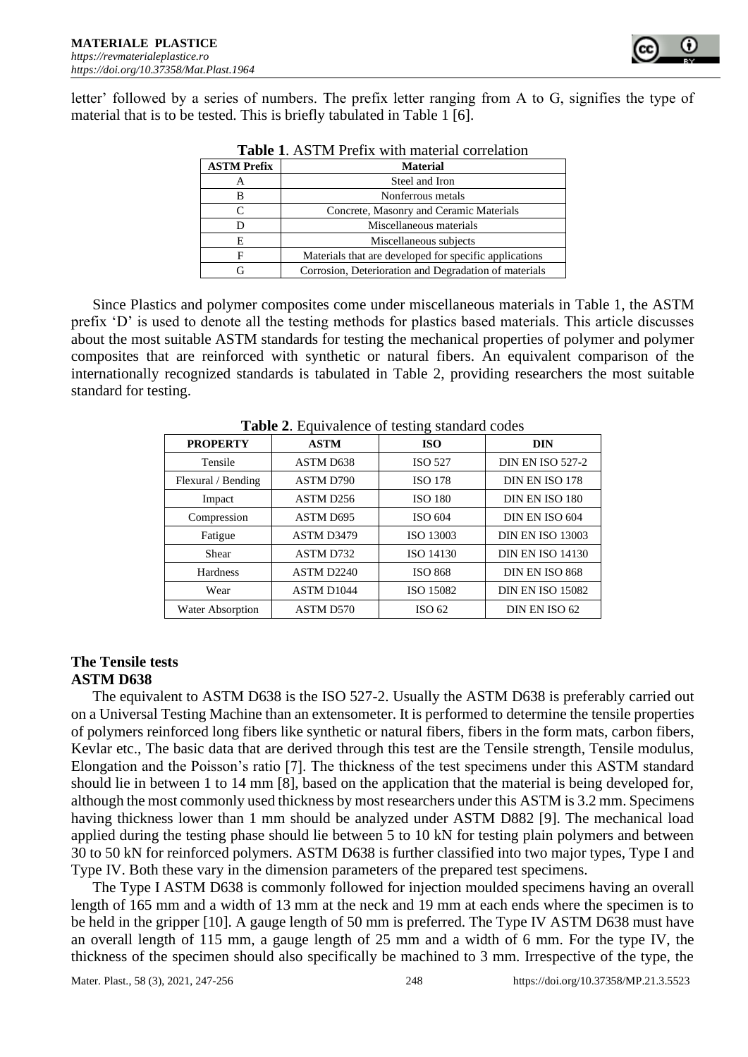letter' followed by a series of numbers. The prefix letter ranging from A to G, signifies the type of material that is to be tested. This is briefly tabulated in Table 1 [6].

**Table 1**. ASTM Prefix with material correlation

| ASTM Prefix | Material |
|---|---|
| A | Steel and Iron |
| B | Nonferrous metals |
| C | Concrete, Masonry and Ceramic Materials |
| D | Miscellaneous materials |
| E | Miscellaneous subjects |
| F | Materials that are developed for specific applications |
| G | Corrosion, Deterioration and Degradation of materials |

Since Plastics and polymer composites come under miscellaneous materials in Table 1, the ASTM prefix 'D' is used to denote all the testing methods for plastics based materials. This article discusses about the most suitable ASTM standards for testing the mechanical properties of polymer and polymer composites that are reinforced with synthetic or natural fibers. An equivalent comparison of the internationally recognized standards is tabulated in Table 2, providing researchers the most suitable standard for testing.

**Table 2**. Equivalence of testing standard codes

| PROPERTY | ASTM | ISO | DIN |
|---|---|---|---|
| Tensile | ASTM D638 | ISO 527 | DIN EN ISO 527-2 |
| Flexural / Bending | ASTM D790 | ISO 178 | DIN EN ISO 178 |
| Impact | ASTM D256 | ISO 180 | DIN EN ISO 180 |
| Compression | ASTM D695 | ISO 604 | DIN EN ISO 604 |
| Fatigue | ASTM D3479 | ISO 13003 | DIN EN ISO 13003 |
| Shear | ASTM D732 | ISO 14130 | DIN EN ISO 14130 |
| Hardness | ASTM D2240 | ISO 868 | DIN EN ISO 868 |
| Wear | ASTM D1044 | ISO 15082 | DIN EN ISO 15082 |
| Water Absorption | ASTM D570 | ISO 62 | DIN EN ISO 62 |

## The Tensile tests

### ASTM D638

The equivalent to ASTM D638 is the ISO 527-2. Usually the ASTM D638 is preferably carried out on a Universal Testing Machine than an extensometer. It is performed to determine the tensile properties of polymers reinforced long fibers like synthetic or natural fibers, fibers in the form mats, carbon fibers, Kevlar etc., The basic data that are derived through this test are the Tensile strength, Tensile modulus, Elongation and the Poisson's ratio [7]. The thickness of the test specimens under this ASTM standard should lie in between 1 to 14 mm [8], based on the application that the material is being developed for, although the most commonly used thickness by most researchers under this ASTM is 3.2 mm. Specimens having thickness lower than 1 mm should be analyzed under ASTM D882 [9]. The mechanical load applied during the testing phase should lie between 5 to 10 kN for testing plain polymers and between 30 to 50 kN for reinforced polymers. ASTM D638 is further classified into two major types, Type I and Type IV. Both these vary in the dimension parameters of the prepared test specimens.

The Type I ASTM D638 is commonly followed for injection moulded specimens having an overall length of 165 mm and a width of 13 mm at the neck and 19 mm at each ends where the specimen is to be held in the gripper [10]. A gauge length of 50 mm is preferred. The Type IV ASTM D638 must have an overall length of 115 mm, a gauge length of 25 mm and a width of 6 mm. For the type IV, the thickness of the specimen should also specifically be machined to 3 mm. Irrespective of the type, the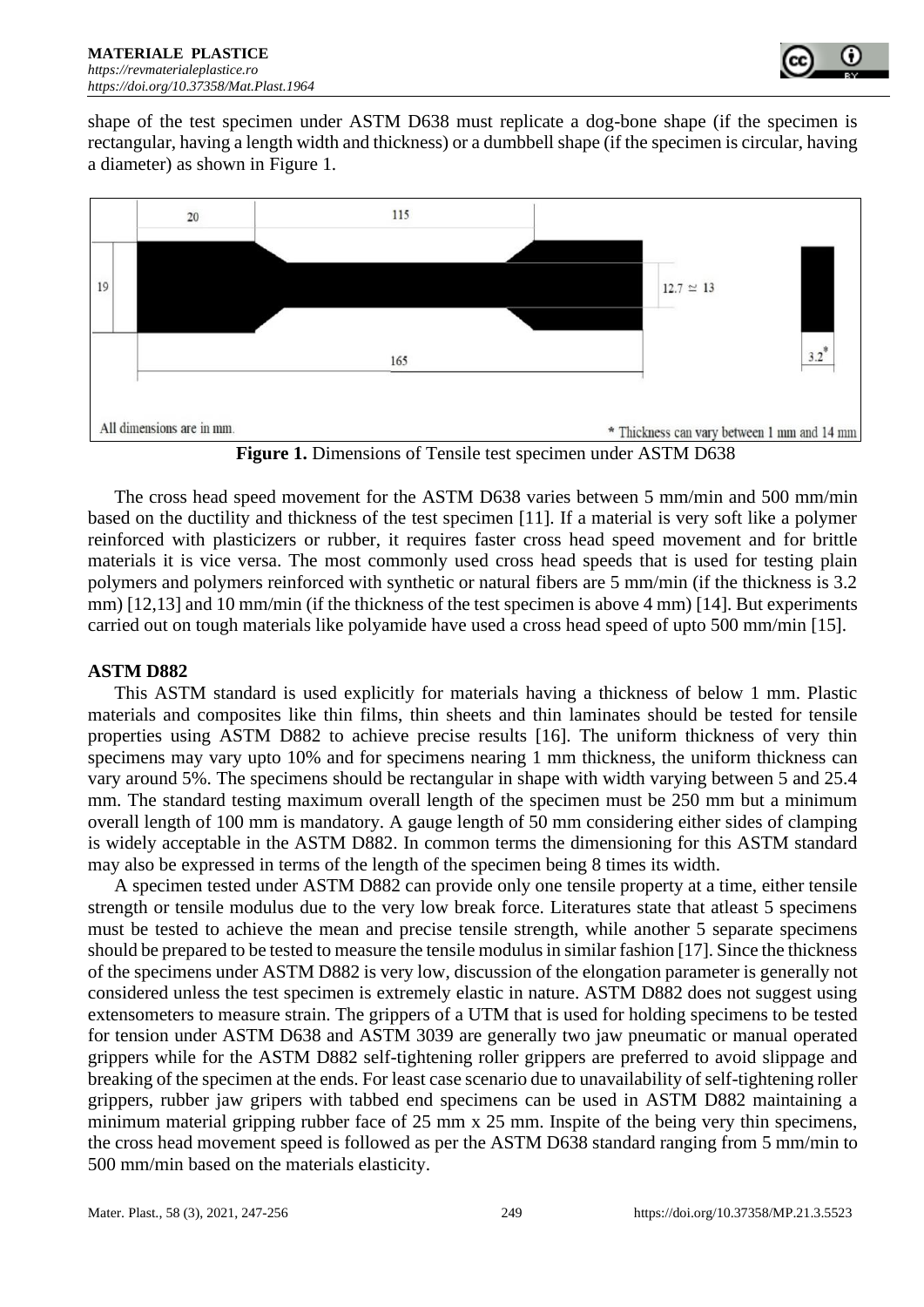shape of the test specimen under ASTM D638 must replicate a dog-bone shape (if the specimen is rectangular, having a length width and thickness) or a dumbbell shape (if the specimen is circular, having a diameter) as shown in Figure 1.

**Figure 1.** Dimensions of Tensile test specimen under ASTM D638

The cross head speed movement for the ASTM D638 varies between 5 mm/min and 500 mm/min based on the ductility and thickness of the test specimen [11]. If a material is very soft like a polymer reinforced with plasticizers or rubber, it requires faster cross head speed movement and for brittle materials it is vice versa. The most commonly used cross head speeds that is used for testing plain polymers and polymers reinforced with synthetic or natural fibers are 5 mm/min (if the thickness is 3.2 mm) [12,13] and 10 mm/min (if the thickness of the test specimen is above 4 mm) [14]. But experiments carried out on tough materials like polyamide have used a cross head speed of upto 500 mm/min [15].

### ASTM D882

This ASTM standard is used explicitly for materials having a thickness of below 1 mm. Plastic materials and composites like thin films, thin sheets and thin laminates should be tested for tensile properties using ASTM D882 to achieve precise results [16]. The uniform thickness of very thin specimens may vary upto 10% and for specimens nearing 1 mm thickness, the uniform thickness can vary around 5%. The specimens should be rectangular in shape with width varying between 5 and 25.4 mm. The standard testing maximum overall length of the specimen must be 250 mm but a minimum overall length of 100 mm is mandatory. A gauge length of 50 mm considering either sides of clamping is widely acceptable in the ASTM D882. In common terms the dimensioning for this ASTM standard may also be expressed in terms of the length of the specimen being 8 times its width.

A specimen tested under ASTM D882 can provide only one tensile property at a time, either tensile strength or tensile modulus due to the very low break force. Literatures state that atleast 5 specimens must be tested to achieve the mean and precise tensile strength, while another 5 separate specimens should be prepared to be tested to measure the tensile modulus in similar fashion [17]. Since the thickness of the specimens under ASTM D882 is very low, discussion of the elongation parameter is generally not considered unless the test specimen is extremely elastic in nature. ASTM D882 does not suggest using extensometers to measure strain. The grippers of a UTM that is used for holding specimens to be tested for tension under ASTM D638 and ASTM 3039 are generally two jaw pneumatic or manual operated grippers while for the ASTM D882 self-tightening roller grippers are preferred to avoid slippage and breaking of the specimen at the ends. For least case scenario due to unavailability of self-tightening roller grippers, rubber jaw gripers with tabbed end specimens can be used in ASTM D882 maintaining a minimum material gripping rubber face of 25 mm x 25 mm. Inspite of the being very thin specimens, the cross head movement speed is followed as per the ASTM D638 standard ranging from 5 mm/min to 500 mm/min based on the materials elasticity.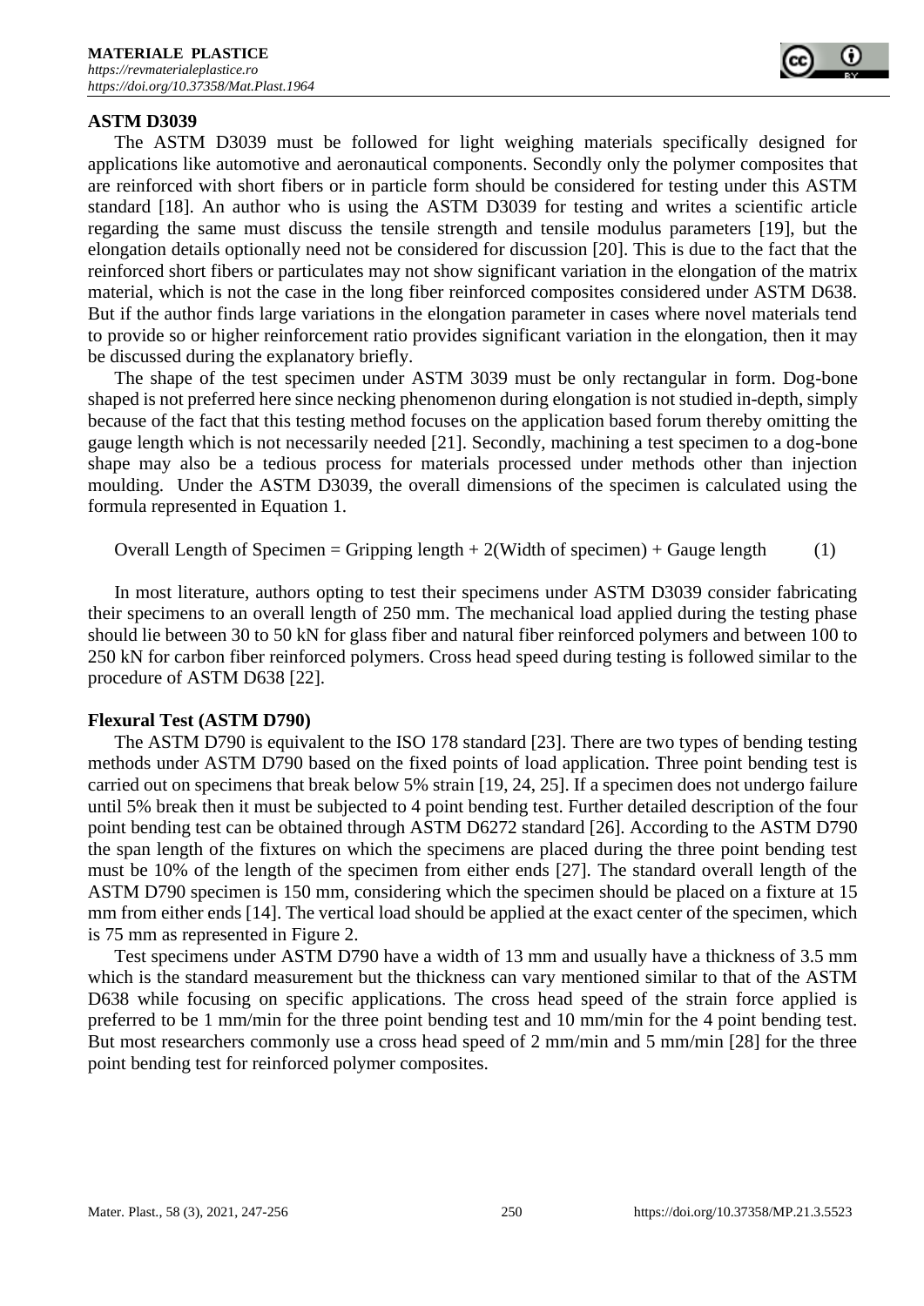### ASTM D3039

The ASTM D3039 must be followed for light weighing materials specifically designed for applications like automotive and aeronautical components. Secondly only the polymer composites that are reinforced with short fibers or in particle form should be considered for testing under this ASTM standard [18]. An author who is using the ASTM D3039 for testing and writes a scientific article regarding the same must discuss the tensile strength and tensile modulus parameters [19], but the elongation details optionally need not be considered for discussion [20]. This is due to the fact that the reinforced short fibers or particulates may not show significant variation in the elongation of the matrix material, which is not the case in the long fiber reinforced composites considered under ASTM D638. But if the author finds large variations in the elongation parameter in cases where novel materials tend to provide so or higher reinforcement ratio provides significant variation in the elongation, then it may be discussed during the explanatory briefly.

The shape of the test specimen under ASTM 3039 must be only rectangular in form. Dog-bone shaped is not preferred here since necking phenomenon during elongation is not studied in-depth, simply because of the fact that this testing method focuses on the application based forum thereby omitting the gauge length which is not necessarily needed [21]. Secondly, machining a test specimen to a dog-bone shape may also be a tedious process for materials processed under methods other than injection moulding. Under the ASTM D3039, the overall dimensions of the specimen is calculated using the formula represented in Equation 1.

$$\text{Overall Length of Specimen} = \text{Gripping length} + 2(\text{Width of specimen}) + \text{Gauge length} \quad (1)$$

In most literature, authors opting to test their specimens under ASTM D3039 consider fabricating their specimens to an overall length of 250 mm. The mechanical load applied during the testing phase should lie between 30 to 50 kN for glass fiber and natural fiber reinforced polymers and between 100 to 250 kN for carbon fiber reinforced polymers. Cross head speed during testing is followed similar to the procedure of ASTM D638 [22].

### Flexural Test (ASTM D790)

The ASTM D790 is equivalent to the ISO 178 standard [23]. There are two types of bending testing methods under ASTM D790 based on the fixed points of load application. Three point bending test is carried out on specimens that break below 5% strain [19, 24, 25]. If a specimen does not undergo failure until 5% break then it must be subjected to 4 point bending test. Further detailed description of the four point bending test can be obtained through ASTM D6272 standard [26]. According to the ASTM D790 the span length of the fixtures on which the specimens are placed during the three point bending test must be 10% of the length of the specimen from either ends [27]. The standard overall length of the ASTM D790 specimen is 150 mm, considering which the specimen should be placed on a fixture at 15 mm from either ends [14]. The vertical load should be applied at the exact center of the specimen, which is 75 mm as represented in Figure 2.

Test specimens under ASTM D790 have a width of 13 mm and usually have a thickness of 3.5 mm which is the standard measurement but the thickness can vary mentioned similar to that of the ASTM D638 while focusing on specific applications. The cross head speed of the strain force applied is preferred to be 1 mm/min for the three point bending test and 10 mm/min for the 4 point bending test. But most researchers commonly use a cross head speed of 2 mm/min and 5 mm/min [28] for the three point bending test for reinforced polymer composites.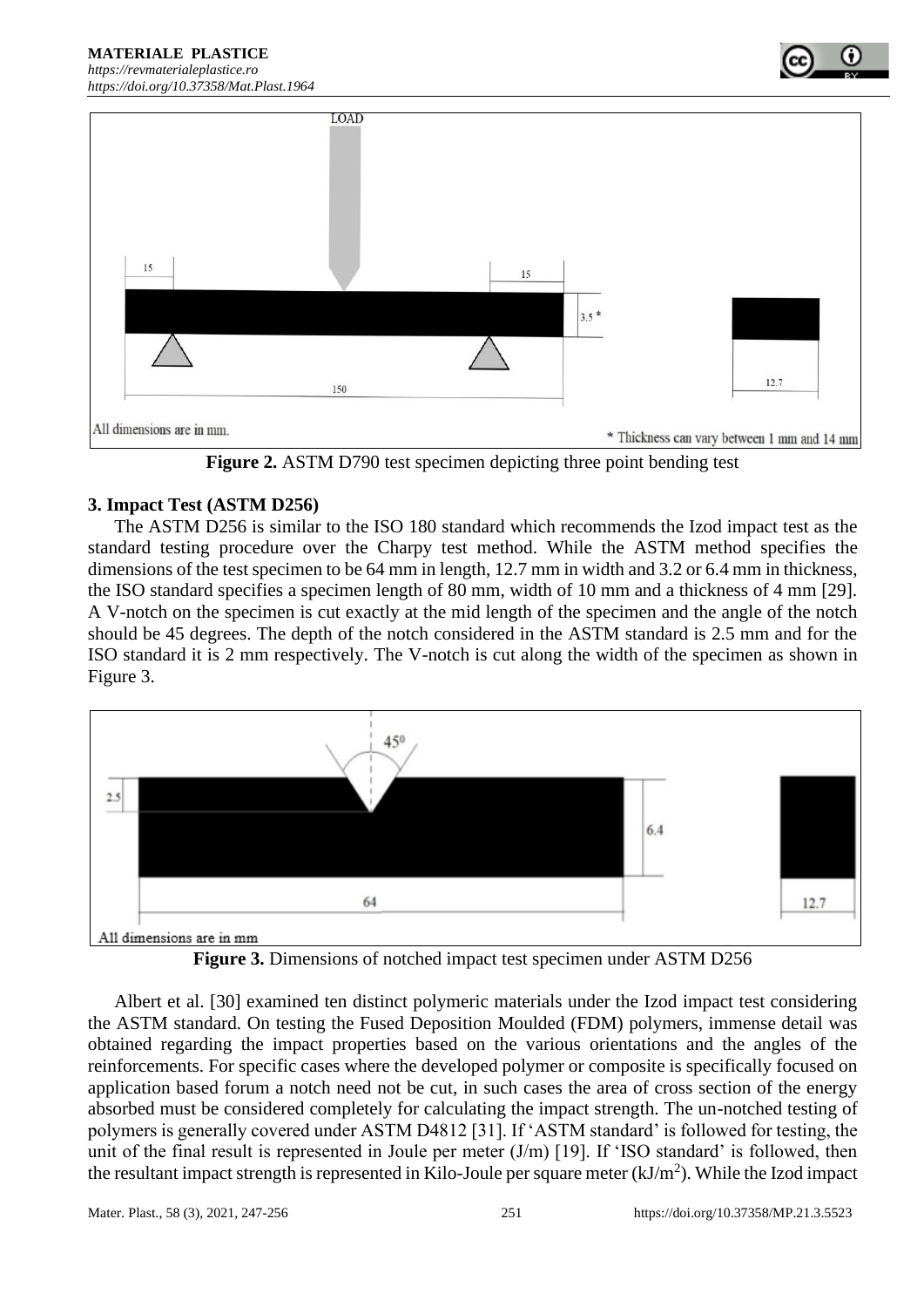Figure 2. ASTM D790 test specimen depicting three point bending test

## 3. Impact Test (ASTM D256)

The ASTM D256 is similar to the ISO 180 standard which recommends the Izod impact test as the standard testing procedure over the Charpy test method. While the ASTM method specifies the dimensions of the test specimen to be 64 mm in length, 12.7 mm in width and 3.2 or 6.4 mm in thickness, the ISO standard specifies a specimen length of 80 mm, width of 10 mm and a thickness of 4 mm [29]. A V-notch on the specimen is cut exactly at the mid length of the specimen and the angle of the notch should be 45 degrees. The depth of the notch considered in the ASTM standard is 2.5 mm and for the ISO standard it is 2 mm respectively. The V-notch is cut along the width of the specimen as shown in Figure 3.

Figure 3. Dimensions of notched impact test specimen under ASTM D256

Albert et al. [30] examined ten distinct polymeric materials under the Izod impact test considering the ASTM standard. On testing the Fused Deposition Moulded (FDM) polymers, immense detail was obtained regarding the impact properties based on the various orientations and the angles of the reinforcements. For specific cases where the developed polymer or composite is specifically focused on application based forum a notch need not be cut, in such cases the area of cross section of the energy absorbed must be considered completely for calculating the impact strength. The un-notched testing of polymers is generally covered under ASTM D4812 [31]. If 'ASTM standard' is followed for testing, the unit of the final result is represented in Joule per meter (J/m) [19]. If 'ISO standard' is followed, then the resultant impact strength is represented in Kilo-Joule per square meter ($kJ/m^2$). While the Izod impact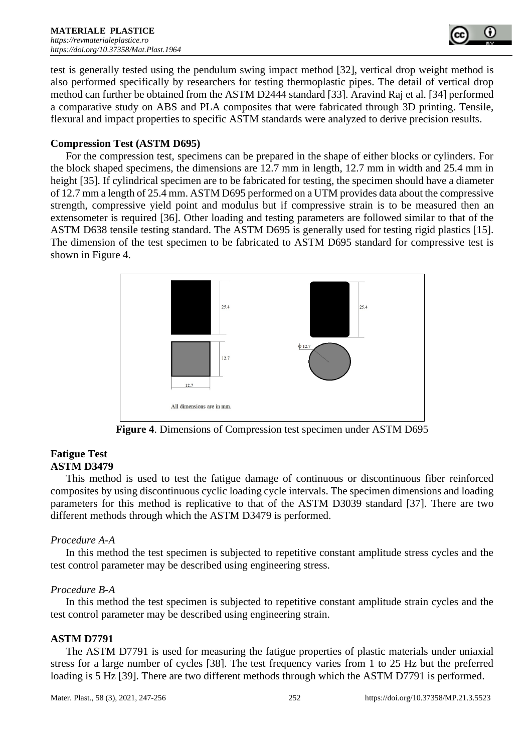test is generally tested using the pendulum swing impact method [32], vertical drop weight method is also performed specifically by researchers for testing thermoplastic pipes. The detail of vertical drop method can further be obtained from the ASTM D2444 standard [33]. Aravind Raj et al. [34] performed a comparative study on ABS and PLA composites that were fabricated through 3D printing. Tensile, flexural and impact properties to specific ASTM standards were analyzed to derive precision results.

### Compression Test (ASTM D695)

For the compression test, specimens can be prepared in the shape of either blocks or cylinders. For the block shaped specimens, the dimensions are 12.7 mm in length, 12.7 mm in width and 25.4 mm in height [35]. If cylindrical specimen are to be fabricated for testing, the specimen should have a diameter of 12.7 mm a length of 25.4 mm. ASTM D695 performed on a UTM provides data about the compressive strength, compressive yield point and modulus but if compressive strain is to be measured then an extensometer is required [36]. Other loading and testing parameters are followed similar to that of the ASTM D638 tensile testing standard. The ASTM D695 is generally used for testing rigid plastics [15]. The dimension of the test specimen to be fabricated to ASTM D695 standard for compressive test is shown in Figure 4.

25.4 | 12.7 | 12.7 | 25.4 | ϕ 12.7

All dimensions are in mm.

**Figure 4**. Dimensions of Compression test specimen under ASTM D695

### Fatigue Test

#### ASTM D3479

This method is used to test the fatigue damage of continuous or discontinuous fiber reinforced composites by using discontinuous cyclic loading cycle intervals. The specimen dimensions and loading parameters for this method is replicative to that of the ASTM D3039 standard [37]. There are two different methods through which the ASTM D3479 is performed.

*Procedure A-A*

In this method the test specimen is subjected to repetitive constant amplitude stress cycles and the test control parameter may be described using engineering stress.

*Procedure B-A*

In this method the test specimen is subjected to repetitive constant amplitude strain cycles and the test control parameter may be described using engineering strain.

#### ASTM D7791

The ASTM D7791 is used for measuring the fatigue properties of plastic materials under uniaxial stress for a large number of cycles [38]. The test frequency varies from 1 to 25 Hz but the preferred loading is 5 Hz [39]. There are two different methods through which the ASTM D7791 is performed.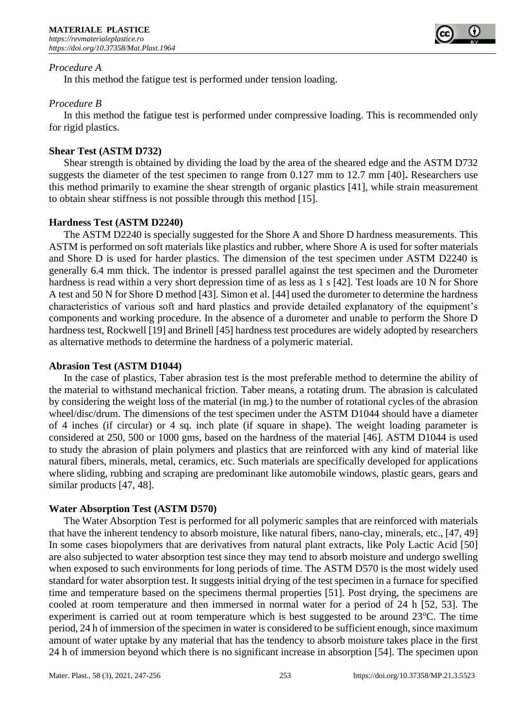*Procedure A*

In this method the fatigue test is performed under tension loading.

*Procedure B*

In this method the fatigue test is performed under compressive loading. This is recommended only for rigid plastics.

**Shear Test (ASTM D732)**

Shear strength is obtained by dividing the load by the area of the sheared edge and the ASTM D732 suggests the diameter of the test specimen to range from 0.127 mm to 12.7 mm [40]**.** Researchers use this method primarily to examine the shear strength of organic plastics [41], while strain measurement to obtain shear stiffness is not possible through this method [15].

**Hardness Test (ASTM D2240)**

The ASTM D2240 is specially suggested for the Shore A and Shore D hardness measurements. This ASTM is performed on soft materials like plastics and rubber, where Shore A is used for softer materials and Shore D is used for harder plastics. The dimension of the test specimen under ASTM D2240 is generally 6.4 mm thick. The indentor is pressed parallel against the test specimen and the Durometer hardness is read within a very short depression time of as less as 1 s [42]. Test loads are 10 N for Shore A test and 50 N for Shore D method [43]. Simon et al. [44] used the durometer to determine the hardness characteristics of various soft and hard plastics and provide detailed explanatory of the equipment's components and working procedure. In the absence of a durometer and unable to perform the Shore D hardness test, Rockwell [19] and Brinell [45] hardness test procedures are widely adopted by researchers as alternative methods to determine the hardness of a polymeric material.

**Abrasion Test (ASTM D1044)**

In the case of plastics, Taber abrasion test is the most preferable method to determine the ability of the material to withstand mechanical friction. Taber means, a rotating drum. The abrasion is calculated by considering the weight loss of the material (in mg.) to the number of rotational cycles of the abrasion wheel/disc/drum. The dimensions of the test specimen under the ASTM D1044 should have a diameter of 4 inches (if circular) or 4 sq. inch plate (if square in shape). The weight loading parameter is considered at 250, 500 or 1000 gms, based on the hardness of the material [46]. ASTM D1044 is used to study the abrasion of plain polymers and plastics that are reinforced with any kind of material like natural fibers, minerals, metal, ceramics, etc. Such materials are specifically developed for applications where sliding, rubbing and scraping are predominant like automobile windows, plastic gears, gears and similar products [47, 48].

**Water Absorption Test (ASTM D570)**

The Water Absorption Test is performed for all polymeric samples that are reinforced with materials that have the inherent tendency to absorb moisture, like natural fibers, nano-clay, minerals, etc., [47, 49] In some cases biopolymers that are derivatives from natural plant extracts, like Poly Lactic Acid [50] are also subjected to water absorption test since they may tend to absorb moisture and undergo swelling when exposed to such environments for long periods of time. The ASTM D570 is the most widely used standard for water absorption test. It suggests initial drying of the test specimen in a furnace for specified time and temperature based on the specimens thermal properties [51]. Post drying, the specimens are cooled at room temperature and then immersed in normal water for a period of 24 h [52, 53]. The experiment is carried out at room temperature which is best suggested to be around 23$^{o}$C. The time period, 24 h of immersion of the specimen in water is considered to be sufficient enough, since maximum amount of water uptake by any material that has the tendency to absorb moisture takes place in the first 24 h of immersion beyond which there is no significant increase in absorption [54]. The specimen upon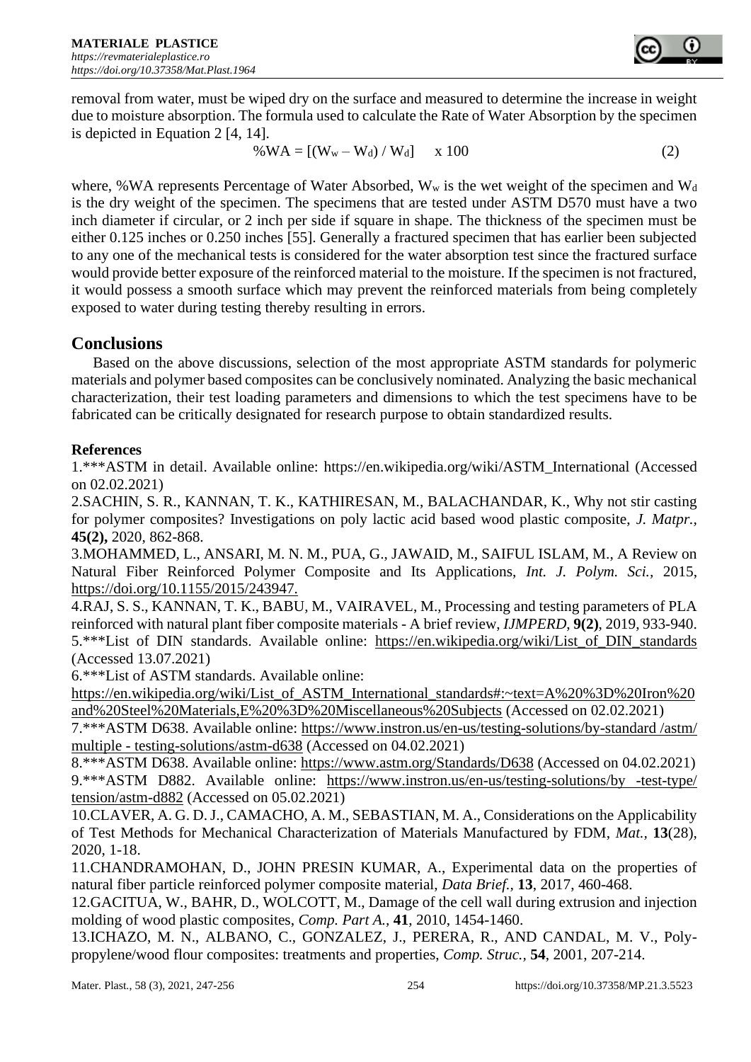removal from water, must be wiped dry on the surface and measured to determine the increase in weight due to moisture absorption. The formula used to calculate the Rate of Water Absorption by the specimen is depicted in Equation 2 [4, 14].

$$\%WA = [(W_w – W_d) / W_d] \quad x\ 100 \qquad (2)$$

where, %WA represents Percentage of Water Absorbed, $W_w$ is the wet weight of the specimen and $W_d$ is the dry weight of the specimen. The specimens that are tested under ASTM D570 must have a two inch diameter if circular, or 2 inch per side if square in shape. The thickness of the specimen must be either 0.125 inches or 0.250 inches [55]. Generally a fractured specimen that has earlier been subjected to any one of the mechanical tests is considered for the water absorption test since the fractured surface would provide better exposure of the reinforced material to the moisture. If the specimen is not fractured, it would possess a smooth surface which may prevent the reinforced materials from being completely exposed to water during testing thereby resulting in errors.

## Conclusions

Based on the above discussions, selection of the most appropriate ASTM standards for polymeric materials and polymer based composites can be conclusively nominated. Analyzing the basic mechanical characterization, their test loading parameters and dimensions to which the test specimens have to be fabricated can be critically designated for research purpose to obtain standardized results.

**References**

1.***ASTM in detail. Available online: https://en.wikipedia.org/wiki/ASTM_International (Accessed on 02.02.2021)

2.SACHIN, S. R., KANNAN, T. K., KATHIRESAN, M., BALACHANDAR, K., Why not stir casting for polymer composites? Investigations on poly lactic acid based wood plastic composite, *J. Matpr.*, **45(2),** 2020, 862-868.

3.MOHAMMED, L., ANSARI, M. N. M., PUA, G., JAWAID, M., SAIFUL ISLAM, M., A Review on Natural Fiber Reinforced Polymer Composite and Its Applications, *Int. J. Polym. Sci.*, 2015, https://doi.org/10.1155/2015/243947.

4.RAJ, S. S., KANNAN, T. K., BABU, M., VAIRAVEL, M., Processing and testing parameters of PLA reinforced with natural plant fiber composite materials - A brief review, *IJMPERD*, **9(2)**, 2019, 933-940.

5.***List of DIN standards. Available online: https://en.wikipedia.org/wiki/List_of_DIN_standards (Accessed 13.07.2021)

6.***List of ASTM standards. Available online: https://en.wikipedia.org/wiki/List_of_ASTM_International_standards#:~text=A%20%3D%20Iron%20and%20Steel%20Materials,E%20%3D%20Miscellaneous%20Subjects (Accessed on 02.02.2021)

7.***ASTM D638. Available online: https://www.instron.us/en-us/testing-solutions/by-standard /astm/multiple - testing-solutions/astm-d638 (Accessed on 04.02.2021)

8.***ASTM D638. Available online: https://www.astm.org/Standards/D638 (Accessed on 04.02.2021)

9.***ASTM D882. Available online: https://www.instron.us/en-us/testing-solutions/by -test-type/tension/astm-d882 (Accessed on 05.02.2021)

10.CLAVER, A. G. D. J., CAMACHO, A. M., SEBASTIAN, M. A., Considerations on the Applicability of Test Methods for Mechanical Characterization of Materials Manufactured by FDM, *Mat.*, **13**(28), 2020, 1-18.

11.CHANDRAMOHAN, D., JOHN PRESIN KUMAR, A., Experimental data on the properties of natural fiber particle reinforced polymer composite material, *Data Brief.*, **13**, 2017, 460-468.

12.GACITUA, W., BAHR, D., WOLCOTT, M., Damage of the cell wall during extrusion and injection molding of wood plastic composites, *Comp. Part A.*, **41**, 2010, 1454-1460.

13.ICHAZO, M. N., ALBANO, C., GONZALEZ, J., PERERA, R., AND CANDAL, M. V., Polypropylene/wood flour composites: treatments and properties, *Comp. Struc.*, **54**, 2001, 207-214.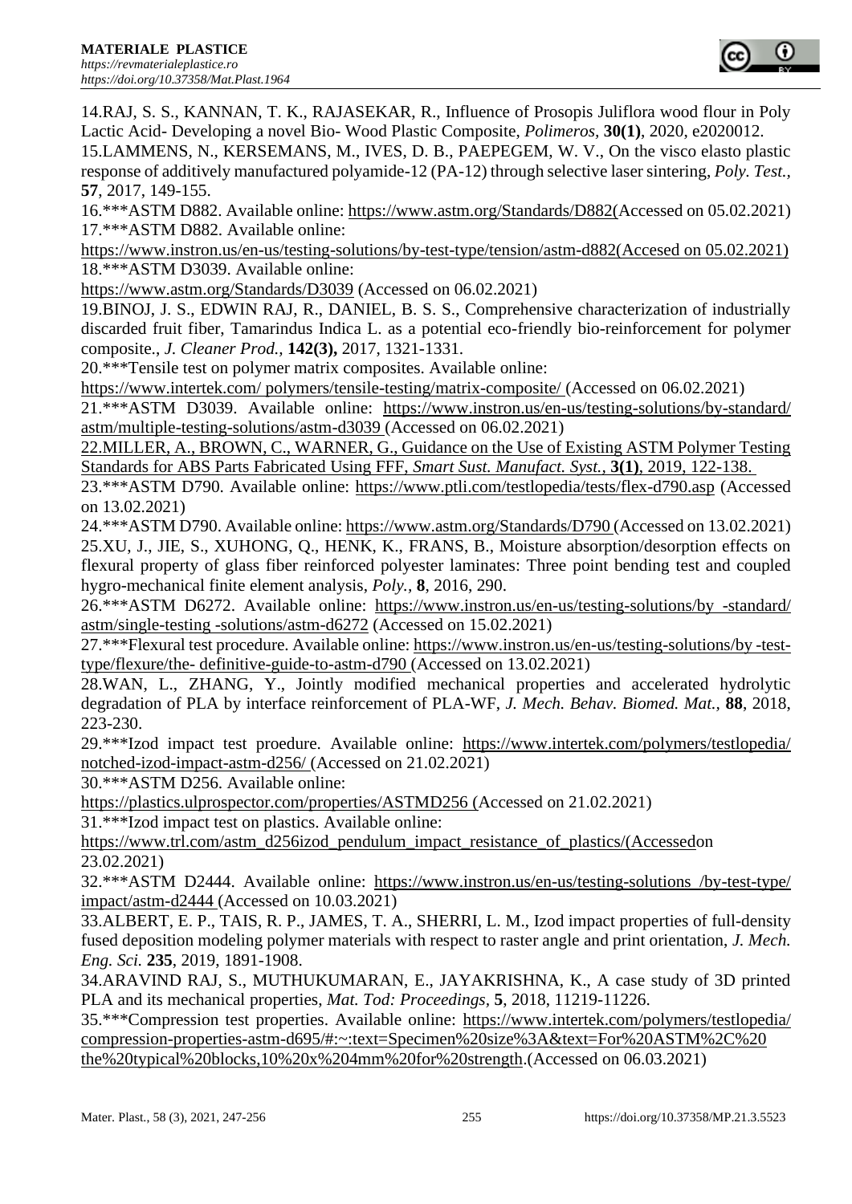14.RAJ, S. S., KANNAN, T. K., RAJASEKAR, R., Influence of Prosopis Juliflora wood flour in Poly Lactic Acid- Developing a novel Bio- Wood Plastic Composite, *Polimeros*, **30(1)**, 2020, e2020012.

15.LAMMENS, N., KERSEMANS, M., IVES, D. B., PAEPEGEM, W. V., On the visco elasto plastic response of additively manufactured polyamide-12 (PA-12) through selective laser sintering, *Poly. Test.*, **57**, 2017, 149-155.

16.***ASTM D882. Available online: https://www.astm.org/Standards/D882(Accessed on 05.02.2021)

17.***ASTM D882. Available online: https://www.instron.us/en-us/testing-solutions/by-test-type/tension/astm-d882(Accesed on 05.02.2021)

18.***ASTM D3039. Available online: https://www.astm.org/Standards/D3039 (Accessed on 06.02.2021)

19.BINOJ, J. S., EDWIN RAJ, R., DANIEL, B. S. S., Comprehensive characterization of industrially discarded fruit fiber, Tamarindus Indica L. as a potential eco-friendly bio-reinforcement for polymer composite., *J. Cleaner Prod.*, **142(3),** 2017, 1321-1331.

20.***Tensile test on polymer matrix composites. Available online: https://www.intertek.com/ polymers/tensile-testing/matrix-composite/ (Accessed on 06.02.2021)

21.***ASTM D3039. Available online: https://www.instron.us/en-us/testing-solutions/by-standard/ astm/multiple-testing-solutions/astm-d3039 (Accessed on 06.02.2021)

22.MILLER, A., BROWN, C., WARNER, G., Guidance on the Use of Existing ASTM Polymer Testing Standards for ABS Parts Fabricated Using FFF, *Smart Sust. Manufact. Syst.*, **3(1)**, 2019, 122-138.

23.***ASTM D790. Available online: https://www.ptli.com/testlopedia/tests/flex-d790.asp (Accessed on 13.02.2021)

24.***ASTM D790. Available online: https://www.astm.org/Standards/D790 (Accessed on 13.02.2021)

25.XU, J., JIE, S., XUHONG, Q., HENK, K., FRANS, B., Moisture absorption/desorption effects on flexural property of glass fiber reinforced polyester laminates: Three point bending test and coupled hygro-mechanical finite element analysis, *Poly.*, **8**, 2016, 290.

26.***ASTM D6272. Available online: https://www.instron.us/en-us/testing-solutions/by -standard/ astm/single-testing -solutions/astm-d6272 (Accessed on 15.02.2021)

27.***Flexural test procedure. Available online: https://www.instron.us/en-us/testing-solutions/by -test-type/flexure/the- definitive-guide-to-astm-d790 (Accessed on 13.02.2021)

28.WAN, L., ZHANG, Y., Jointly modified mechanical properties and accelerated hydrolytic degradation of PLA by interface reinforcement of PLA-WF, *J. Mech. Behav. Biomed. Mat.*, **88**, 2018, 223-230.

29.***Izod impact test proedure. Available online: https://www.intertek.com/polymers/testlopedia/ notched-izod-impact-astm-d256/ (Accessed on 21.02.2021)

30.***ASTM D256. Available online: https://plastics.ulprospector.com/properties/ASTMD256 (Accessed on 21.02.2021)

31.***Izod impact test on plastics. Available online: https://www.trl.com/astm_d256izod_pendulum_impact_resistance_of_plastics/(Accessedon 23.02.2021)

32.***ASTM D2444. Available online: https://www.instron.us/en-us/testing-solutions /by-test-type/ impact/astm-d2444 (Accessed on 10.03.2021)

33.ALBERT, E. P., TAIS, R. P., JAMES, T. A., SHERRI, L. M., Izod impact properties of full-density fused deposition modeling polymer materials with respect to raster angle and print orientation, *J. Mech. Eng. Sci.* **235**, 2019, 1891-1908.

34.ARAVIND RAJ, S., MUTHUKUMARAN, E., JAYAKRISHNA, K., A case study of 3D printed PLA and its mechanical properties, *Mat. Tod: Proceedings*, **5**, 2018, 11219-11226.

35.***Compression test properties. Available online: https://www.intertek.com/polymers/testlopedia/ compression-properties-astm-d695/#:~:text=Specimen%20size%3A&text=For%20ASTM%2C%20 the%20typical%20blocks,10%20x%204mm%20for%20strength.(Accessed on 06.03.2021)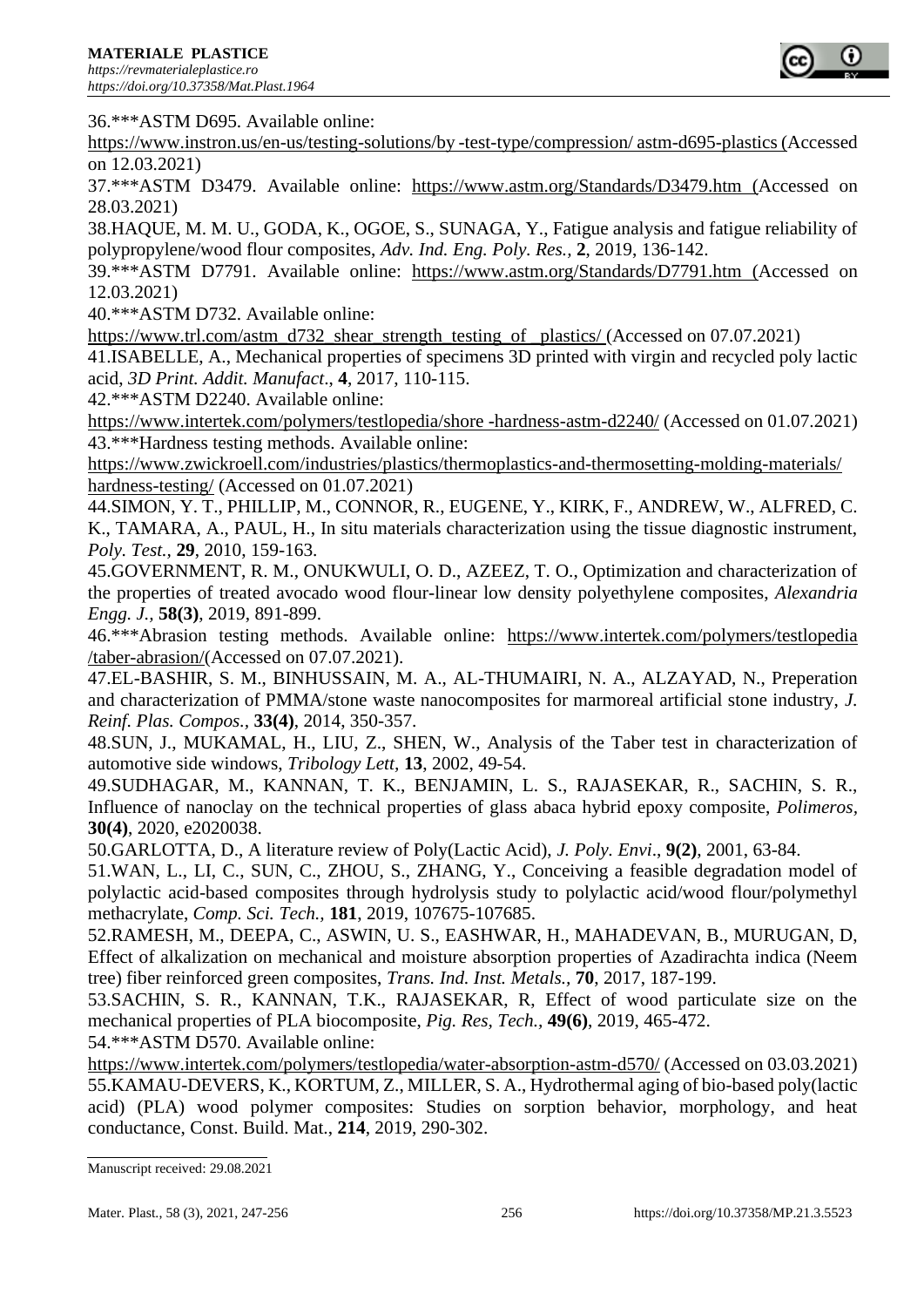36.***ASTM D695. Available online: https://www.instron.us/en-us/testing-solutions/by -test-type/compression/ astm-d695-plastics (Accessed on 12.03.2021)

37.***ASTM D3479. Available online: https://www.astm.org/Standards/D3479.htm (Accessed on 28.03.2021)

38.HAQUE, M. M. U., GODA, K., OGOE, S., SUNAGA, Y., Fatigue analysis and fatigue reliability of polypropylene/wood flour composites, *Adv. Ind. Eng. Poly. Res.*, **2**, 2019, 136-142.

39.***ASTM D7791. Available online: https://www.astm.org/Standards/D7791.htm (Accessed on 12.03.2021)

40.***ASTM D732. Available online: https://www.trl.com/astm_d732_shear_strength_testing_of _plastics/ (Accessed on 07.07.2021)

41.ISABELLE, A., Mechanical properties of specimens 3D printed with virgin and recycled poly lactic acid, *3D Print. Addit. Manufact*., **4**, 2017, 110-115.

42.***ASTM D2240. Available online: https://www.intertek.com/polymers/testlopedia/shore -hardness-astm-d2240/ (Accessed on 01.07.2021)

43.***Hardness testing methods. Available online: https://www.zwickroell.com/industries/plastics/thermoplastics-and-thermosetting-molding-materials/hardness-testing/ (Accessed on 01.07.2021)

44.SIMON, Y. T., PHILLIP, M., CONNOR, R., EUGENE, Y., KIRK, F., ANDREW, W., ALFRED, C. K., TAMARA, A., PAUL, H., In situ materials characterization using the tissue diagnostic instrument, *Poly. Test.*, **29**, 2010, 159-163.

45.GOVERNMENT, R. M., ONUKWULI, O. D., AZEEZ, T. O., Optimization and characterization of the properties of treated avocado wood flour-linear low density polyethylene composites, *Alexandria Engg. J.*, **58(3)**, 2019, 891-899.

46.***Abrasion testing methods. Available online: https://www.intertek.com/polymers/testlopedia /taber-abrasion/(Accessed on 07.07.2021).

47.EL-BASHIR, S. M., BINHUSSAIN, M. A., AL-THUMAIRI, N. A., ALZAYAD, N., Preperation and characterization of PMMA/stone waste nanocomposites for marmoreal artificial stone industry, *J. Reinf. Plas. Compos.*, **33(4)**, 2014, 350-357.

48.SUN, J., MUKAMAL, H., LIU, Z., SHEN, W., Analysis of the Taber test in characterization of automotive side windows, *Tribology Lett*, **13**, 2002, 49-54.

49.SUDHAGAR, M., KANNAN, T. K., BENJAMIN, L. S., RAJASEKAR, R., SACHIN, S. R., Influence of nanoclay on the technical properties of glass abaca hybrid epoxy composite, *Polimeros*, **30(4)**, 2020, e2020038.

50.GARLOTTA, D., A literature review of Poly(Lactic Acid), *J. Poly. Envi*., **9(2)**, 2001, 63-84.

51.WAN, L., LI, C., SUN, C., ZHOU, S., ZHANG, Y., Conceiving a feasible degradation model of polylactic acid-based composites through hydrolysis study to polylactic acid/wood flour/polymethyl methacrylate, *Comp. Sci. Tech.*, **181**, 2019, 107675-107685.

52.RAMESH, M., DEEPA, C., ASWIN, U. S., EASHWAR, H., MAHADEVAN, B., MURUGAN, D, Effect of alkalization on mechanical and moisture absorption properties of Azadirachta indica (Neem tree) fiber reinforced green composites, *Trans. Ind. Inst. Metals.*, **70**, 2017, 187-199.

53.SACHIN, S. R., KANNAN, T.K., RAJASEKAR, R, Effect of wood particulate size on the mechanical properties of PLA biocomposite, *Pig. Res, Tech.*, **49(6)**, 2019, 465-472.

54.***ASTM D570. Available online: https://www.intertek.com/polymers/testlopedia/water-absorption-astm-d570/ (Accessed on 03.03.2021)

55.KAMAU-DEVERS, K., KORTUM, Z., MILLER, S. A., Hydrothermal aging of bio-based poly(lactic acid) (PLA) wood polymer composites: Studies on sorption behavior, morphology, and heat conductance, Const. Build. Mat., **214**, 2019, 290-302.

Manuscript received: 29.08.2021